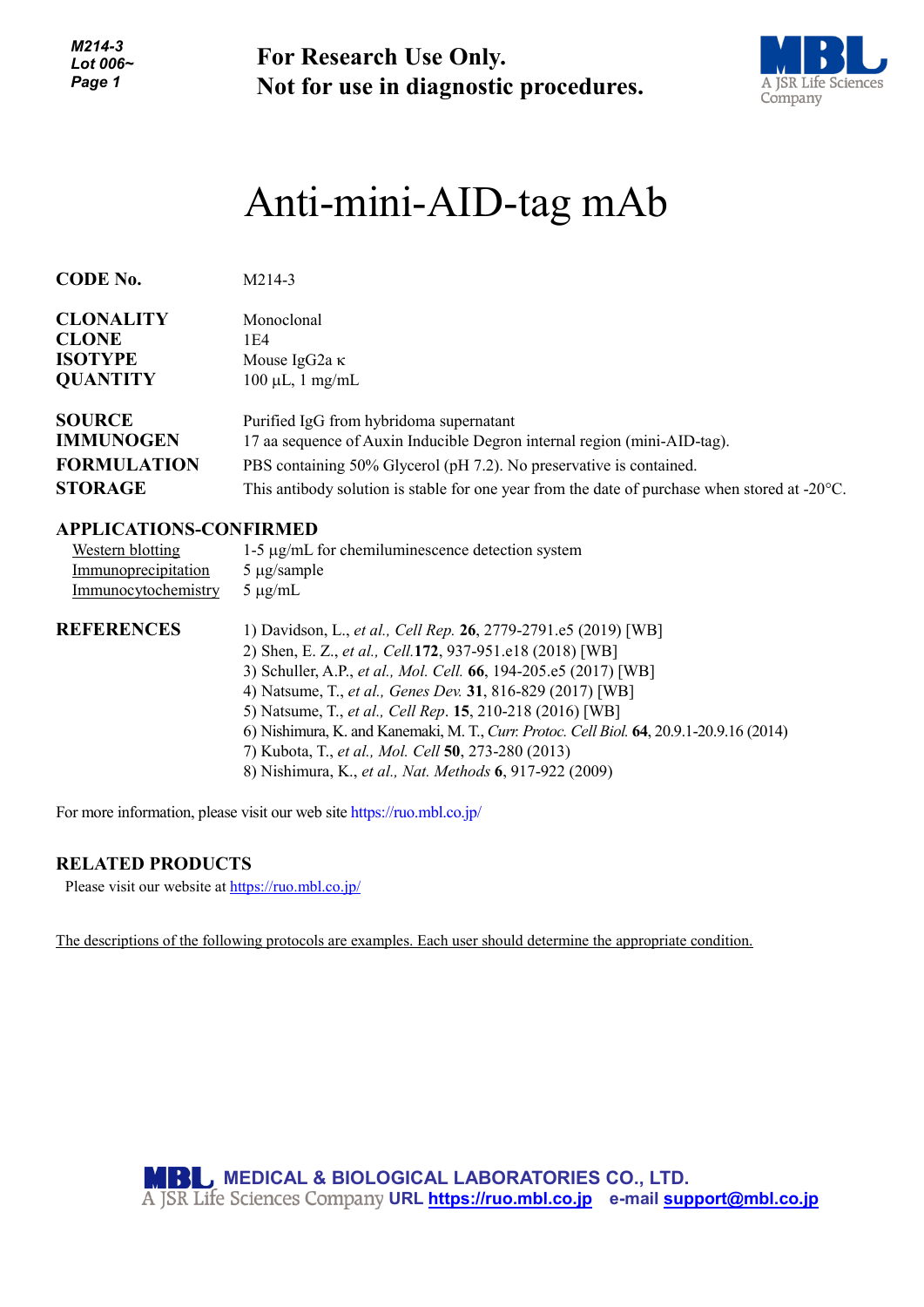For Research Use Only.
Not for use in diagnostic procedures.

# Anti-mini-AID-tag mAb

| | |
|---|---|
| **CODE No.** | M214-3 |
| **CLONALITY** | Monoclonal |
| **CLONE** | 1E4 |
| **ISOTYPE** | Mouse IgG2a κ |
| **QUANTITY** | 100 µL, 1 mg/mL |
| **SOURCE** | Purified IgG from hybridoma supernatant |
| **IMMUNOGEN** | 17 aa sequence of Auxin Inducible Degron internal region (mini-AID-tag). |
| **FORMULATION** | PBS containing 50% Glycerol (pH 7.2). No preservative is contained. |
| **STORAGE** | This antibody solution is stable for one year from the date of purchase when stored at -20°C. |

## APPLICATIONS-CONFIRMED

| | |
|---|---|
| Western blotting | 1-5 µg/mL for chemiluminescence detection system |
| Immunoprecipitation | 5 µg/sample |
| Immunocytochemistry | 5 µg/mL |

## REFERENCES

1) Davidson, L., *et al., Cell Rep.* **26**, 2779-2791.e5 (2019) [WB]
2) Shen, E. Z., *et al., Cell.* **172**, 937-951.e18 (2018) [WB]
3) Schuller, A.P., *et al., Mol. Cell.* **66**, 194-205.e5 (2017) [WB]
4) Natsume, T., *et al., Genes Dev.* **31**, 816-829 (2017) [WB]
5) Natsume, T., *et al., Cell Rep*. **15**, 210-218 (2016) [WB]
6) Nishimura, K. and Kanemaki, M. T., *Curr. Protoc. Cell Biol.* **64**, 20.9.1-20.9.16 (2014)
7) Kubota, T., *et al., Mol. Cell* **50**, 273-280 (2013)
8) Nishimura, K., *et al., Nat. Methods* **6**, 917-922 (2009)

For more information, please visit our web site https://ruo.mbl.co.jp/

## RELATED PRODUCTS

Please visit our website at https://ruo.mbl.co.jp/

The descriptions of the following protocols are examples. Each user should determine the appropriate condition.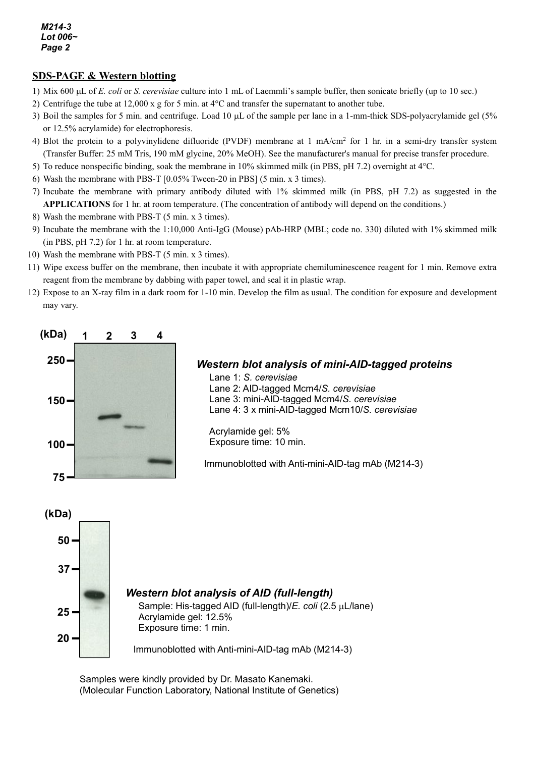## SDS-PAGE & Western blotting

1) Mix 600 μL of *E. coli* or *S. cerevisiae* culture into 1 mL of Laemmli's sample buffer, then sonicate briefly (up to 10 sec.)
2) Centrifuge the tube at 12,000 x g for 5 min. at 4°C and transfer the supernatant to another tube.
3) Boil the samples for 5 min. and centrifuge. Load 10 μL of the sample per lane in a 1-mm-thick SDS-polyacrylamide gel (5% or 12.5% acrylamide) for electrophoresis.
4) Blot the protein to a polyvinylidene difluoride (PVDF) membrane at 1 mA/cm$^2$ for 1 hr. in a semi-dry transfer system (Transfer Buffer: 25 mM Tris, 190 mM glycine, 20% MeOH). See the manufacturer's manual for precise transfer procedure.
5) To reduce nonspecific binding, soak the membrane in 10% skimmed milk (in PBS, pH 7.2) overnight at 4°C.
6) Wash the membrane with PBS-T [0.05% Tween-20 in PBS] (5 min. x 3 times).
7) Incubate the membrane with primary antibody diluted with 1% skimmed milk (in PBS, pH 7.2) as suggested in the **APPLICATIONS** for 1 hr. at room temperature. (The concentration of antibody will depend on the conditions.)
8) Wash the membrane with PBS-T (5 min. x 3 times).
9) Incubate the membrane with the 1:10,000 Anti-IgG (Mouse) pAb-HRP (MBL; code no. 330) diluted with 1% skimmed milk (in PBS, pH 7.2) for 1 hr. at room temperature.
10) Wash the membrane with PBS-T (5 min. x 3 times).
11) Wipe excess buffer on the membrane, then incubate it with appropriate chemiluminescence reagent for 1 min. Remove extra reagent from the membrane by dabbing with paper towel, and seal it in plastic wrap.
12) Expose to an X-ray film in a dark room for 1-10 min. Develop the film as usual. The condition for exposure and development may vary.

***Western blot analysis of mini-AID-tagged proteins***

Lane 1: *S. cerevisiae*
Lane 2: AID-tagged Mcm4/*S. cerevisiae*
Lane 3: mini-AID-tagged Mcm4/*S. cerevisiae*
Lane 4: 3 x mini-AID-tagged Mcm10/*S. cerevisiae*

Acrylamide gel: 5%
Exposure time: 10 min.

Immunoblotted with Anti-mini-AID-tag mAb (M214-3)

***Western blot analysis of AID (full-length)***

Sample: His-tagged AID (full-length)/*E. coli* (2.5 μL/lane)
Acrylamide gel: 12.5%
Exposure time: 1 min.

Immunoblotted with Anti-mini-AID-tag mAb (M214-3)

Samples were kindly provided by Dr. Masato Kanemaki.
(Molecular Function Laboratory, National Institute of Genetics)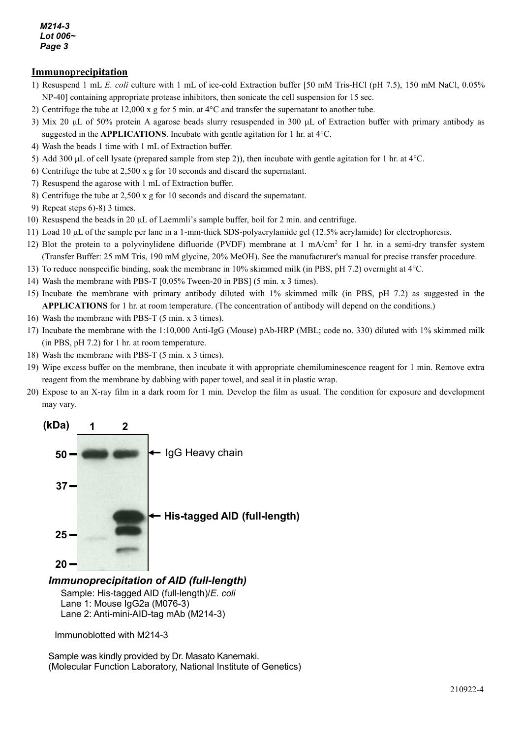## Immunoprecipitation

1) Resuspend 1 mL *E. coli* culture with 1 mL of ice-cold Extraction buffer [50 mM Tris-HCl (pH 7.5), 150 mM NaCl, 0.05% NP-40] containing appropriate protease inhibitors, then sonicate the cell suspension for 15 sec.
2) Centrifuge the tube at 12,000 x g for 5 min. at 4°C and transfer the supernatant to another tube.
3) Mix 20 μL of 50% protein A agarose beads slurry resuspended in 300 μL of Extraction buffer with primary antibody as suggested in the **APPLICATIONS**. Incubate with gentle agitation for 1 hr. at 4°C.
4) Wash the beads 1 time with 1 mL of Extraction buffer.
5) Add 300 μL of cell lysate (prepared sample from step 2)), then incubate with gentle agitation for 1 hr. at 4°C.
6) Centrifuge the tube at 2,500 x g for 10 seconds and discard the supernatant.
7) Resuspend the agarose with 1 mL of Extraction buffer.
8) Centrifuge the tube at 2,500 x g for 10 seconds and discard the supernatant.
9) Repeat steps 6)-8) 3 times.
10) Resuspend the beads in 20 μL of Laemmli's sample buffer, boil for 2 min. and centrifuge.
11) Load 10 μL of the sample per lane in a 1-mm-thick SDS-polyacrylamide gel (12.5% acrylamide) for electrophoresis.
12) Blot the protein to a polyvinylidene difluoride (PVDF) membrane at 1 mA/cm$^2$ for 1 hr. in a semi-dry transfer system (Transfer Buffer: 25 mM Tris, 190 mM glycine, 20% MeOH). See the manufacturer's manual for precise transfer procedure.
13) To reduce nonspecific binding, soak the membrane in 10% skimmed milk (in PBS, pH 7.2) overnight at 4°C.
14) Wash the membrane with PBS-T [0.05% Tween-20 in PBS] (5 min. x 3 times).
15) Incubate the membrane with primary antibody diluted with 1% skimmed milk (in PBS, pH 7.2) as suggested in the **APPLICATIONS** for 1 hr. at room temperature. (The concentration of antibody will depend on the conditions.)
16) Wash the membrane with PBS-T (5 min. x 3 times).
17) Incubate the membrane with the 1:10,000 Anti-IgG (Mouse) pAb-HRP (MBL; code no. 330) diluted with 1% skimmed milk (in PBS, pH 7.2) for 1 hr. at room temperature.
18) Wash the membrane with PBS-T (5 min. x 3 times).
19) Wipe excess buffer on the membrane, then incubate it with appropriate chemiluminescence reagent for 1 min. Remove extra reagent from the membrane by dabbing with paper towel, and seal it in plastic wrap.
20) Expose to an X-ray film in a dark room for 1 min. Develop the film as usual. The condition for exposure and development may vary.

(kDa) 1 2

50

37

25

20

IgG Heavy chain

**His-tagged AID (full-length)**

***Immunoprecipitation of AID (full-length)***

Sample: His-tagged AID (full-length)/*E. coli*
Lane 1: Mouse IgG2a (M076-3)
Lane 2: Anti-mini-AID-tag mAb (M214-3)

Immunoblotted with M214-3

Sample was kindly provided by Dr. Masato Kanemaki.
(Molecular Function Laboratory, National Institute of Genetics)